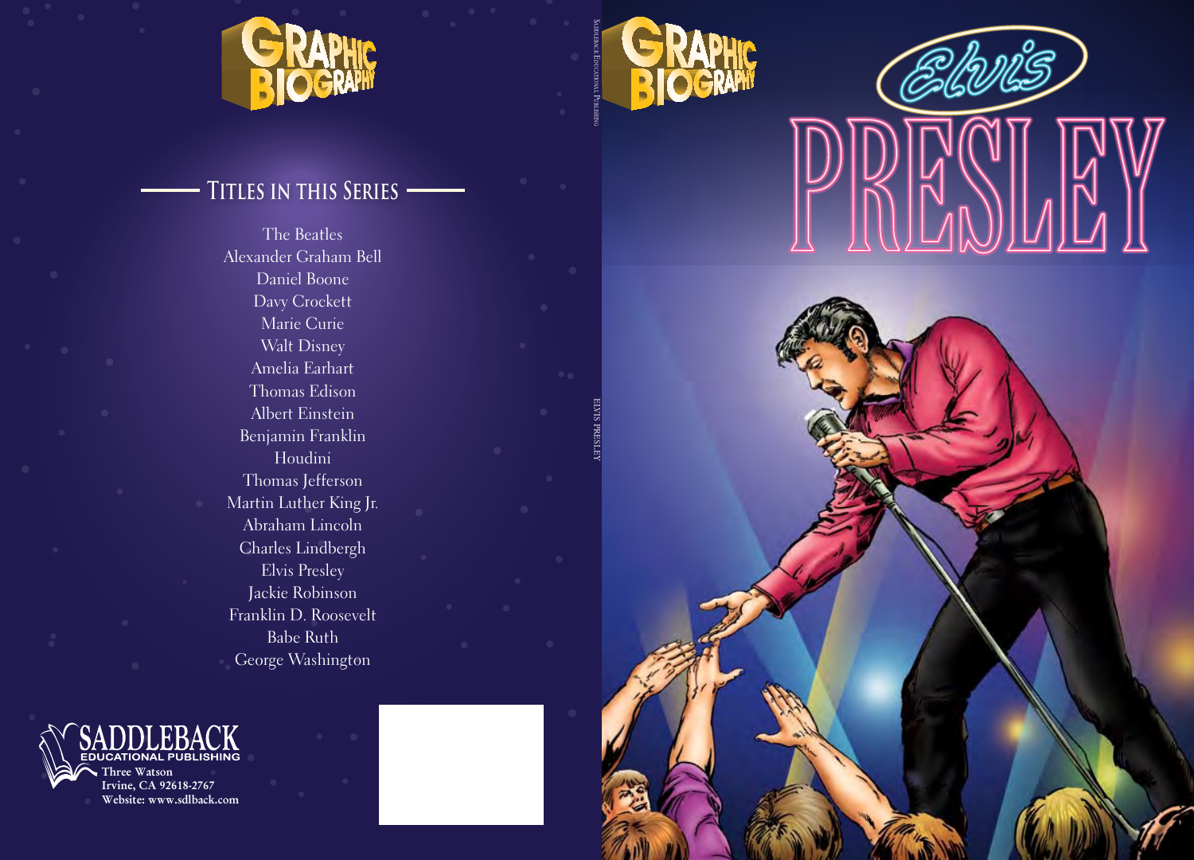# GRAPHIC BIOGRAPHY

## TITLES IN THIS SERIES

The Beatles
Alexander Graham Bell
Daniel Boone
Davy Crockett
Marie Curie
Walt Disney
Amelia Earhart
Thomas Edison
Albert Einstein
Benjamin Franklin
Houdini
Thomas Jefferson
Martin Luther King Jr.
Abraham Lincoln
Charles Lindbergh
Elvis Presley
Jackie Robinson
Franklin D. Roosevelt
Babe Ruth
George Washington

**SADDLEBACK**
**EDUCATIONAL PUBLISHING**
**Three Watson**
**Irvine, CA 92618-2767**
**Website: www.sdlback.com**

SADDLEBACK EDUCATIONAL PUBLISHING

ELVIS PRESLEY

# GRAPHIC BIOGRAPHY

# Elvis PRESLEY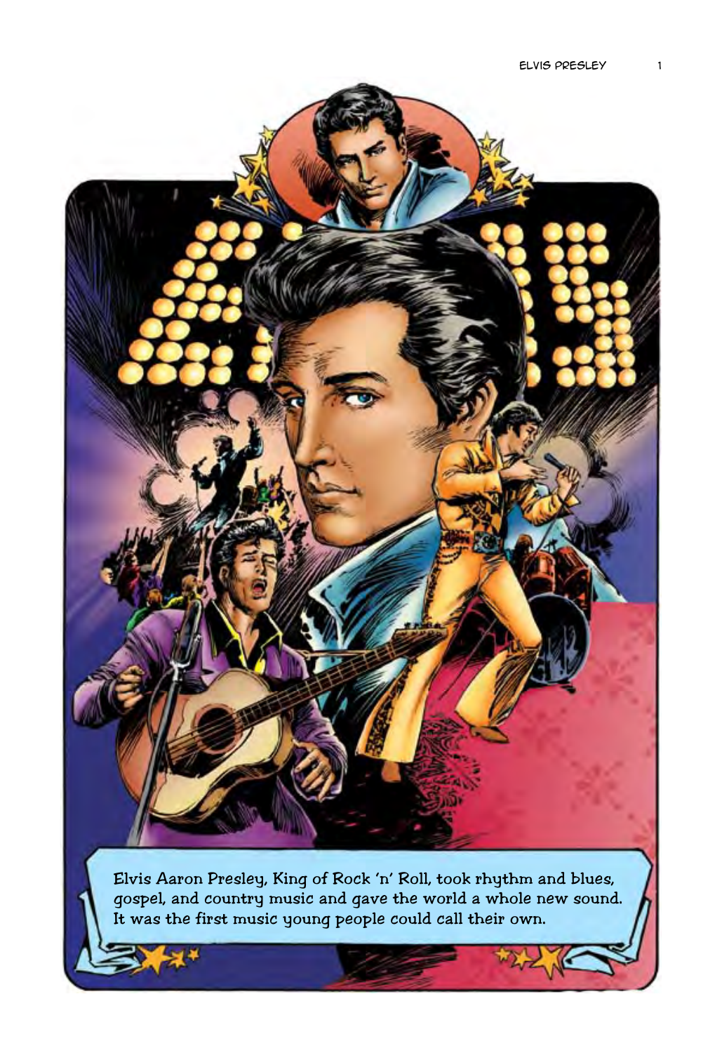Elvis Aaron Presley, King of Rock 'n' Roll, took rhythm and blues, gospel, and country music and gave the world a whole new sound. It was the first music young people could call their own.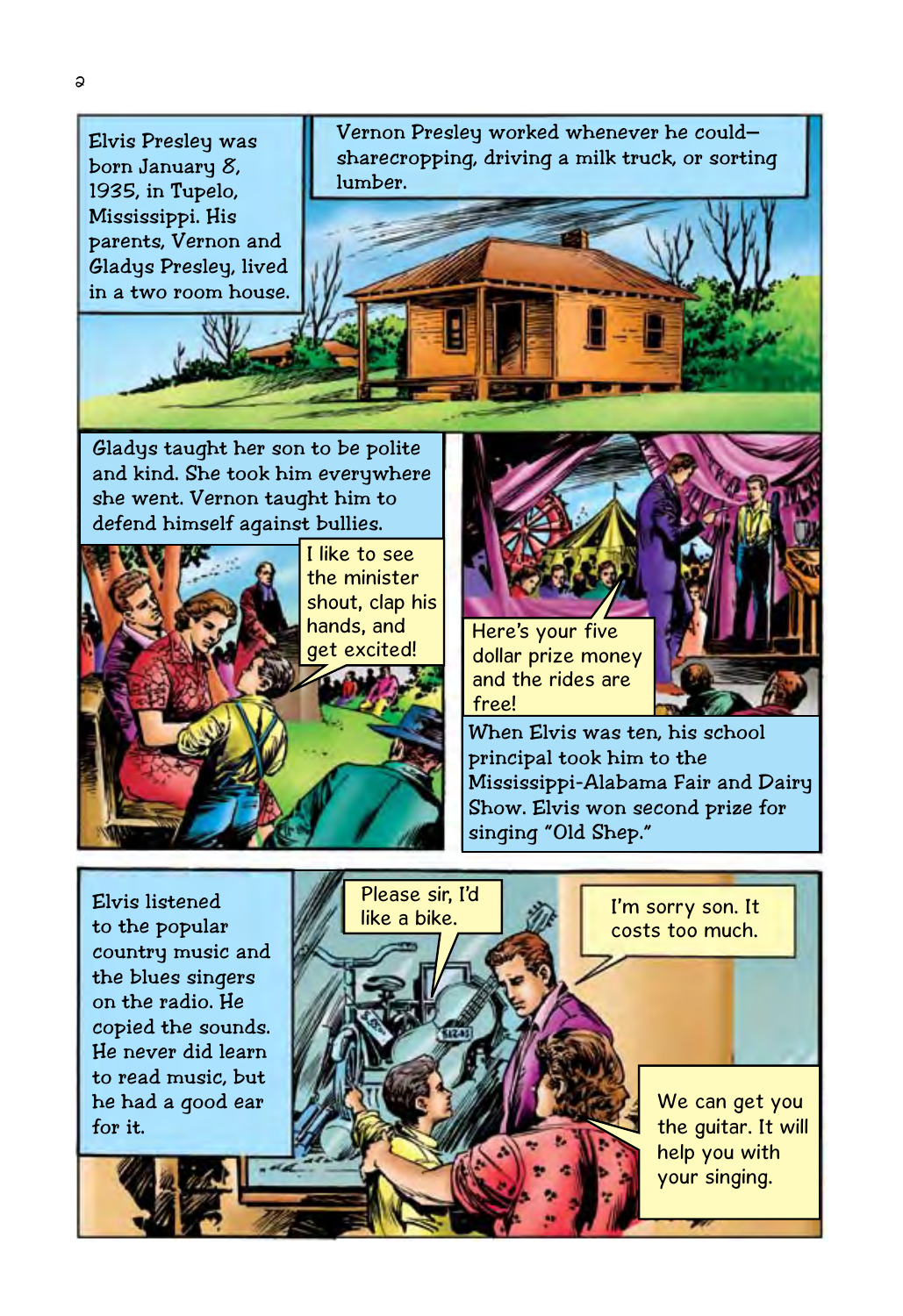Elvis Presley was born January 8, 1935, in Tupelo, Mississippi. His parents, Vernon and Gladys Presley, lived in a two room house.

Vernon Presley worked whenever he could—sharecropping, driving a milk truck, or sorting lumber.

Gladys taught her son to be polite and kind. She took him everywhere she went. Vernon taught him to defend himself against bullies.

I like to see the minister shout, clap his hands, and get excited!

Here's your five dollar prize money and the rides are free!

When Elvis was ten, his school principal took him to the Mississippi-Alabama Fair and Dairy Show. Elvis won second prize for singing "Old Shep."

Elvis listened to the popular country music and the blues singers on the radio. He copied the sounds. He never did learn to read music, but he had a good ear for it.

Please sir, I'd like a bike.

I'm sorry son. It costs too much.

We can get you the guitar. It will help you with your singing.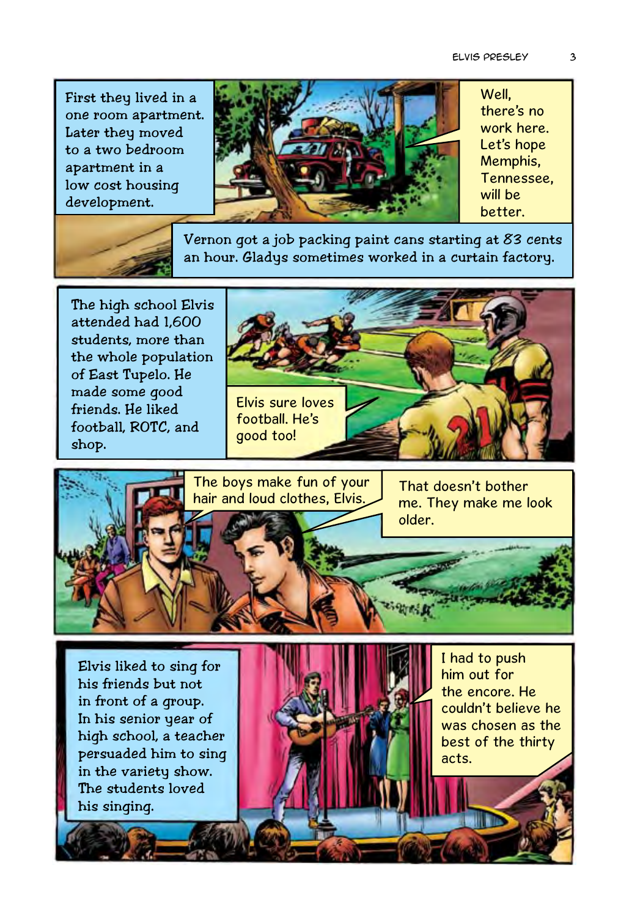First they lived in a one room apartment. Later they moved to a two bedroom apartment in a low cost housing development.

Well, there's no work here. Let's hope Memphis, Tennessee, will be better.

Vernon got a job packing paint cans starting at 83 cents an hour. Gladys sometimes worked in a curtain factory.

The high school Elvis attended had 1,600 students, more than the whole population of East Tupelo. He made some good friends. He liked football, ROTC, and shop.

Elvis sure loves football. He's good too!

The boys make fun of your hair and loud clothes, Elvis.

That doesn't bother me. They make me look older.

Elvis liked to sing for his friends but not in front of a group. In his senior year of high school, a teacher persuaded him to sing in the variety show. The students loved his singing.

I had to push him out for the encore. He couldn't believe he was chosen as the best of the thirty acts.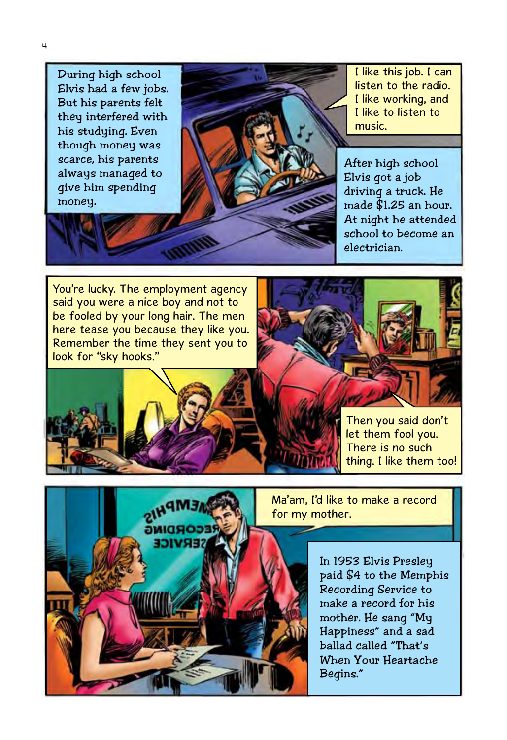During high school Elvis had a few jobs. But his parents felt they interfered with his studying. Even though money was scarce, his parents always managed to give him spending money.

I like this job. I can listen to the radio. I like working, and I like to listen to music.

After high school Elvis got a job driving a truck. He made $1.25 an hour. At night he attended school to become an electrician.

You're lucky. The employment agency said you were a nice boy and not to be fooled by your long hair. The men here tease you because they like you. Remember the time they sent you to look for "sky hooks."

Then you said don't let them fool you. There is no such thing. I like them too!

Ma'am, I'd like to make a record for my mother.

In 1953 Elvis Presley paid $4 to the Memphis Recording Service to make a record for his mother. He sang "My Happiness" and a sad ballad called "That's When Your Heartache Begins."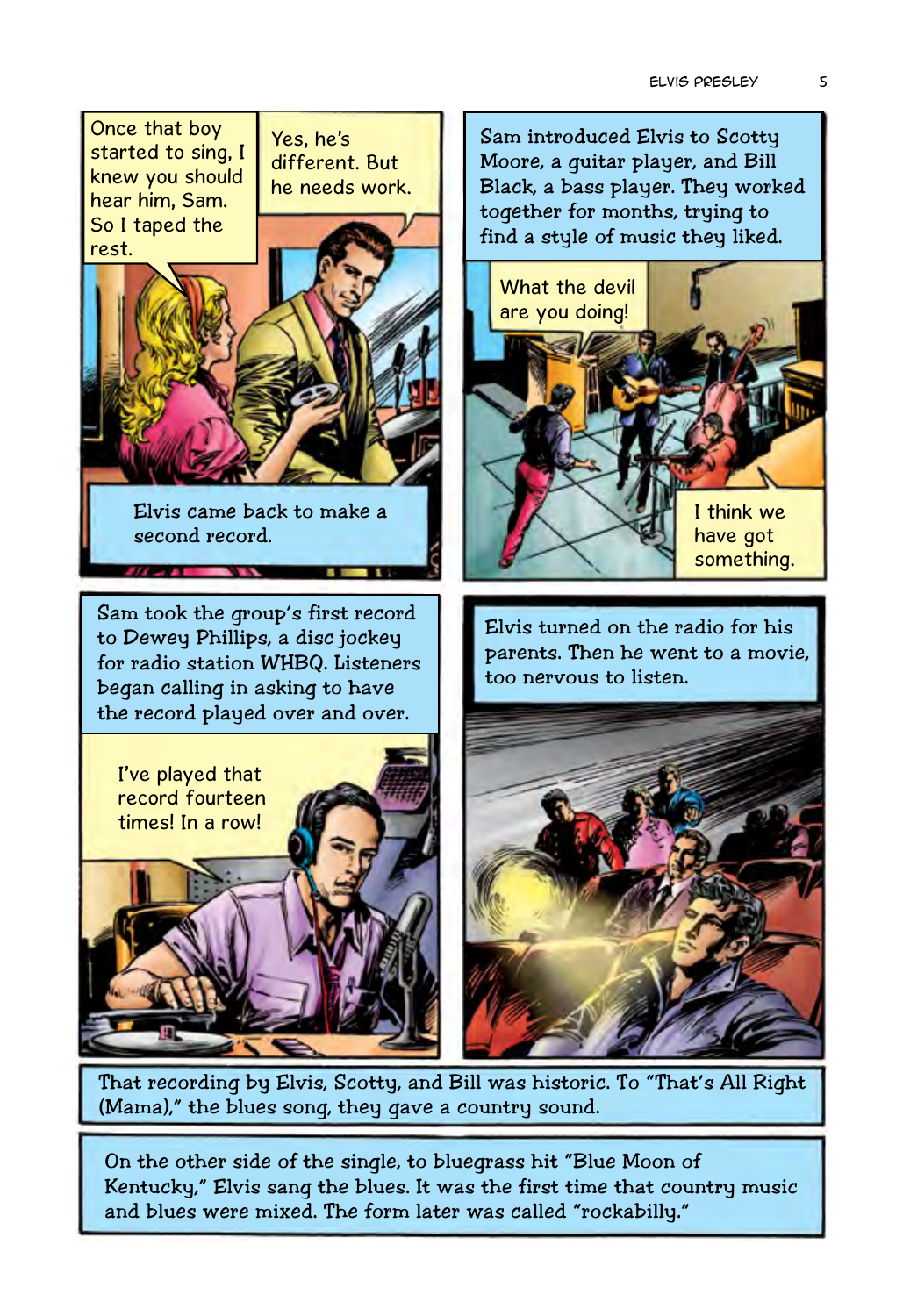Once that boy started to sing, I knew you should hear him, Sam. So I taped the rest.

Yes, he's different. But he needs work.

Elvis came back to make a second record.

Sam introduced Elvis to Scotty Moore, a guitar player, and Bill Black, a bass player. They worked together for months, trying to find a style of music they liked.

What the devil are you doing!

I think we have got something.

Sam took the group's first record to Dewey Phillips, a disc jockey for radio station WHBQ. Listeners began calling in asking to have the record played over and over.

I've played that record fourteen times! In a row!

Elvis turned on the radio for his parents. Then he went to a movie, too nervous to listen.

That recording by Elvis, Scotty, and Bill was historic. To "That's All Right (Mama)," the blues song, they gave a country sound.

On the other side of the single, to bluegrass hit "Blue Moon of Kentucky," Elvis sang the blues. It was the first time that country music and blues were mixed. The form later was called "rockabilly."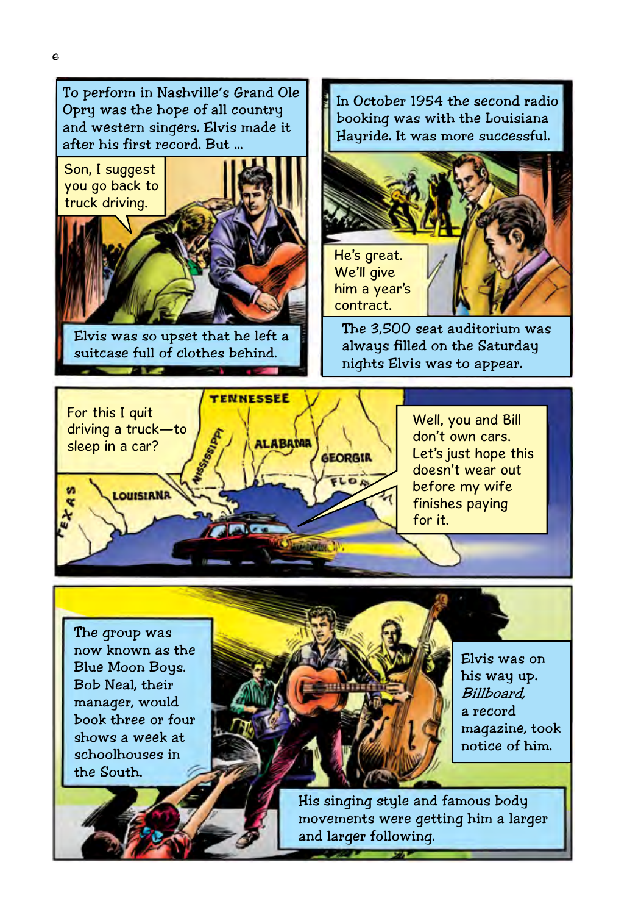To perform in Nashville's Grand Ole Opry was the hope of all country and western singers. Elvis made it after his first record. But ...

Son, I suggest you go back to truck driving.

Elvis was so upset that he left a suitcase full of clothes behind.

In October 1954 the second radio booking was with the Louisiana Hayride. It was more successful.

He's great. We'll give him a year's contract.

The 3,500 seat auditorium was always filled on the Saturday nights Elvis was to appear.

TENNESSEE

MISSISSIPPI

ALABAMA

GEORGIA

FLORIDA

LOUISIANA

TEXAS

For this I quit driving a truck—to sleep in a car?

Well, you and Bill don't own cars. Let's just hope this doesn't wear out before my wife finishes paying for it.

The group was now known as the Blue Moon Boys. Bob Neal, their manager, would book three or four shows a week at schoolhouses in the South.

Elvis was on his way up. *Billboard,* a record magazine, took notice of him.

His singing style and famous body movements were getting him a larger and larger following.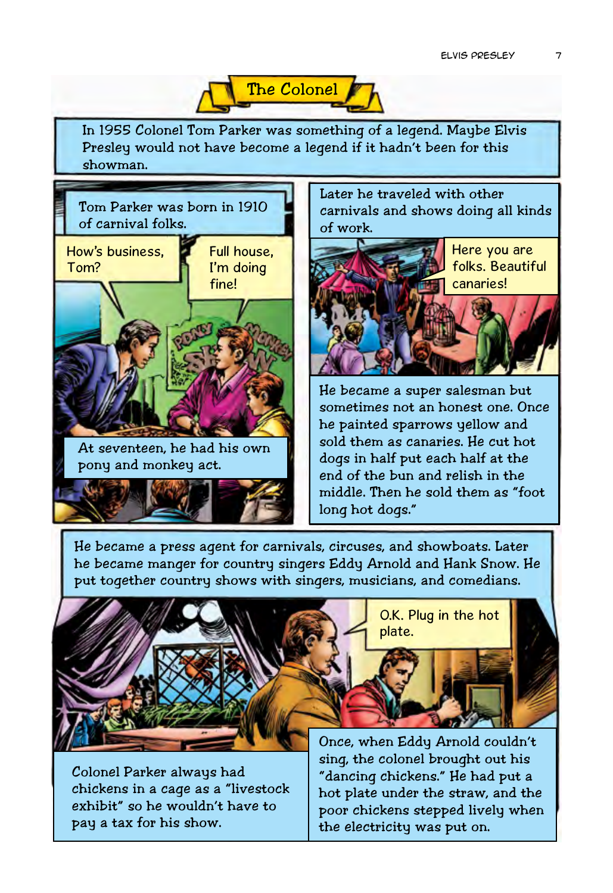## The Colonel

In 1955 Colonel Tom Parker was something of a legend. Maybe Elvis Presley would not have become a legend if it hadn't been for this showman.

Tom Parker was born in 1910 of carnival folks.

How's business, Tom?

Full house, I'm doing fine!

At seventeen, he had his own pony and monkey act.

Later he traveled with other carnivals and shows doing all kinds of work.

Here you are folks. Beautiful canaries!

He became a super salesman but sometimes not an honest one. Once he painted sparrows yellow and sold them as canaries. He cut hot dogs in half put each half at the end of the bun and relish in the middle. Then he sold them as "foot long hot dogs."

He became a press agent for carnivals, circuses, and showboats. Later he became manger for country singers Eddy Arnold and Hank Snow. He put together country shows with singers, musicians, and comedians.

O.K. Plug in the hot plate.

Colonel Parker always had chickens in a cage as a "livestock exhibit" so he wouldn't have to pay a tax for his show.

Once, when Eddy Arnold couldn't sing, the colonel brought out his "dancing chickens." He had put a hot plate under the straw, and the poor chickens stepped lively when the electricity was put on.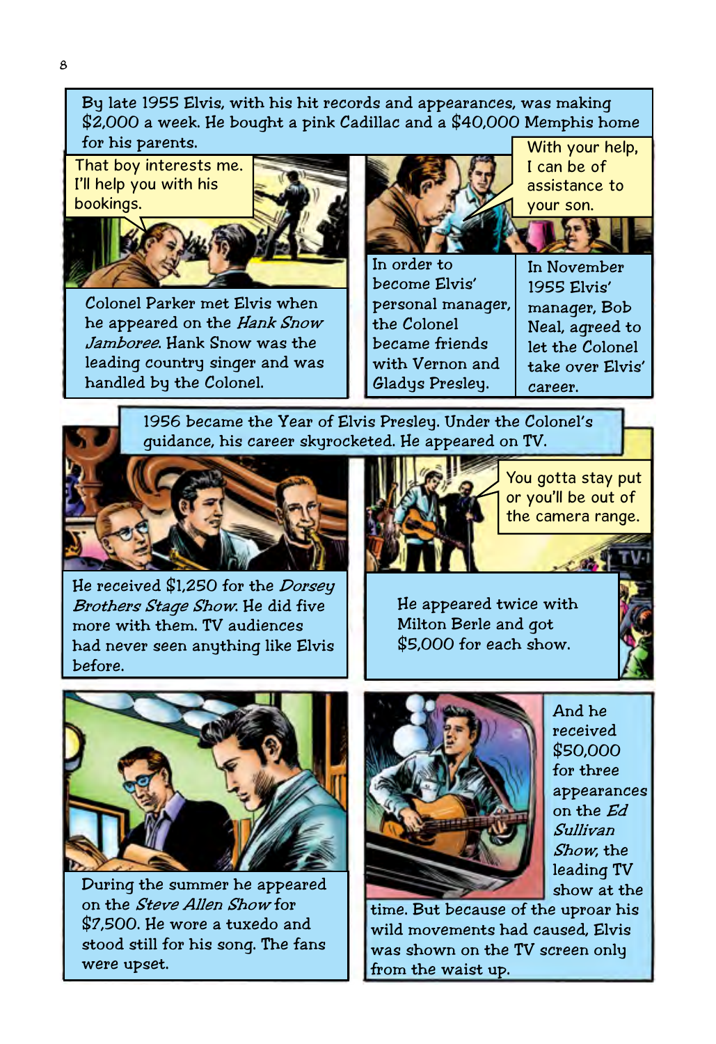By late 1955 Elvis, with his hit records and appearances, was making $2,000 a week. He bought a pink Cadillac and a $40,000 Memphis home for his parents.

That boy interests me. I'll help you with his bookings.

Colonel Parker met Elvis when he appeared on the *Hank Snow Jamboree*. Hank Snow was the leading country singer and was handled by the Colonel.

With your help, I can be of assistance to your son.

In order to become Elvis' personal manager, the Colonel became friends with Vernon and Gladys Presley.

In November 1955 Elvis' manager, Bob Neal, agreed to let the Colonel take over Elvis' career.

1956 became the Year of Elvis Presley. Under the Colonel's guidance, his career skyrocketed. He appeared on TV.

He received $1,250 for the *Dorsey Brothers Stage Show*. He did five more with them. TV audiences had never seen anything like Elvis before.

You gotta stay put or you'll be out of the camera range.

He appeared twice with Milton Berle and got $5,000 for each show.

During the summer he appeared on the *Steve Allen Show* for $7,500. He wore a tuxedo and stood still for his song. The fans were upset.

And he received $50,000 for three appearances on the *Ed Sullivan Show*, the leading TV show at the time. But because of the uproar his wild movements had caused, Elvis was shown on the TV screen only from the waist up.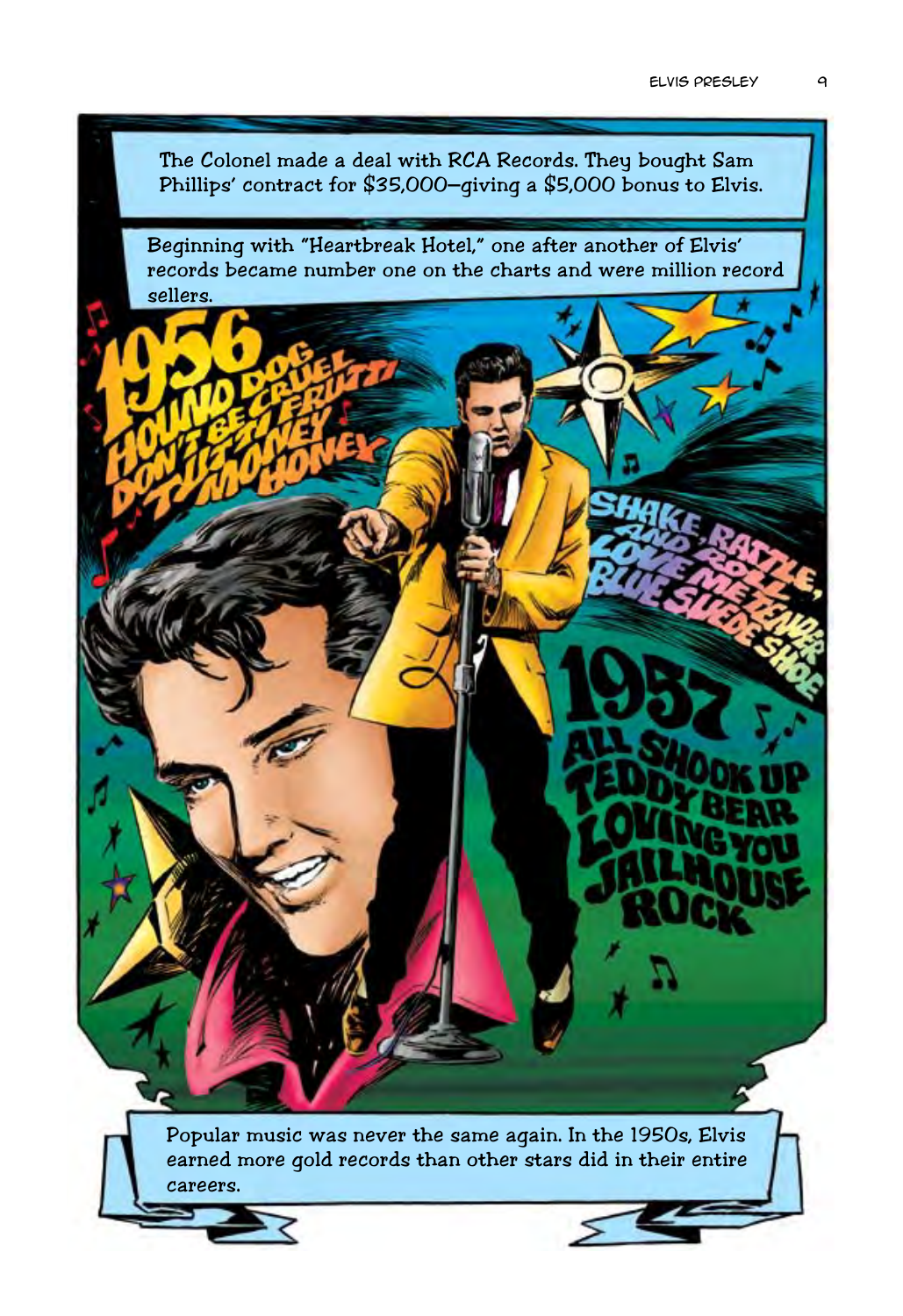The Colonel made a deal with RCA Records. They bought Sam Phillips' contract for $35,000—giving a $5,000 bonus to Elvis.

Beginning with "Heartbreak Hotel," one after another of Elvis' records became number one on the charts and were million record sellers.

1956
HOUND DOG
DON'T BE CRUEL
TUTTI FRUTTI
MONEY HONEY

SHAKE, RATTLE, AND ROLL
LOVE ME TENDER
BLUE SUEDE SHOE

1957
ALL SHOOK UP
TEDDY BEAR
LOVING YOU
JAILHOUSE ROCK

Popular music was never the same again. In the 1950s, Elvis earned more gold records than other stars did in their entire careers.